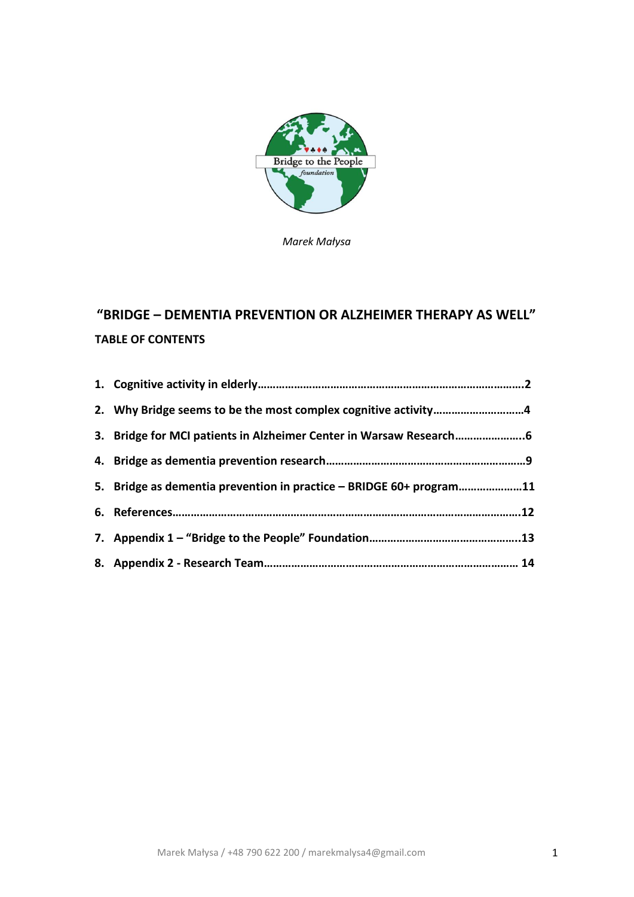*Marek Małysa*

# "BRIDGE – DEMENTIA PREVENTION OR ALZHEIMER THERAPY AS WELL"

**TABLE OF CONTENTS**

1. **Cognitive activity in elderly……………………………………………………………………………2**
2. **Why Bridge seems to be the most complex cognitive activity………………………………4**
3. **Bridge for MCI patients in Alzheimer Center in Warsaw Research…………………….6**
4. **Bridge as dementia prevention research………………………………………………………9**
5. **Bridge as dementia prevention in practice – BRIDGE 60+ program…………………11**
6. **References…………………………………………………………………………………………………12**
7. **Appendix 1 – "Bridge to the People" Foundation…………………………………………..13**
8. **Appendix 2 - Research Team……………………………………………………………………… 14**

Marek Małysa / +48 790 622 200 / marekmalysa4@gmail.com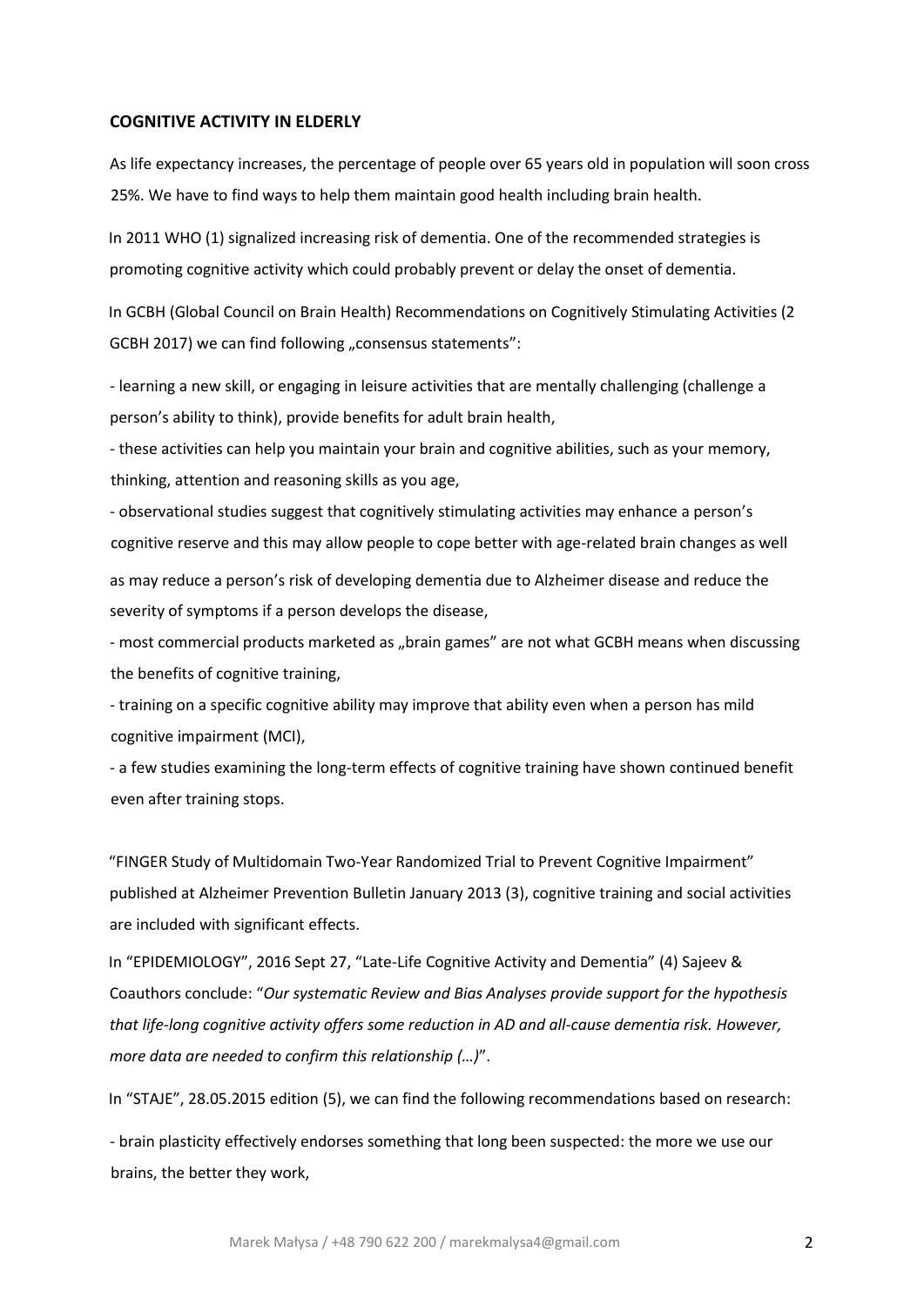**COGNITIVE ACTIVITY IN ELDERLY**

As life expectancy increases, the percentage of people over 65 years old in population will soon cross 25%. We have to find ways to help them maintain good health including brain health.

In 2011 WHO (1) signalized increasing risk of dementia. One of the recommended strategies is promoting cognitive activity which could probably prevent or delay the onset of dementia.

In GCBH (Global Council on Brain Health) Recommendations on Cognitively Stimulating Activities (2 GCBH 2017) we can find following „consensus statements":

- learning a new skill, or engaging in leisure activities that are mentally challenging (challenge a person's ability to think), provide benefits for adult brain health,
- these activities can help you maintain your brain and cognitive abilities, such as your memory, thinking, attention and reasoning skills as you age,
- observational studies suggest that cognitively stimulating activities may enhance a person's cognitive reserve and this may allow people to cope better with age-related brain changes as well as may reduce a person's risk of developing dementia due to Alzheimer disease and reduce the severity of symptoms if a person develops the disease,
- most commercial products marketed as „brain games" are not what GCBH means when discussing the benefits of cognitive training,
- training on a specific cognitive ability may improve that ability even when a person has mild cognitive impairment (MCI),
- a few studies examining the long-term effects of cognitive training have shown continued benefit even after training stops.

"FINGER Study of Multidomain Two-Year Randomized Trial to Prevent Cognitive Impairment" published at Alzheimer Prevention Bulletin January 2013 (3), cognitive training and social activities are included with significant effects.

In "EPIDEMIOLOGY", 2016 Sept 27, "Late-Life Cognitive Activity and Dementia" (4) Sajeev & Coauthors conclude: "*Our systematic Review and Bias Analyses provide support for the hypothesis that life-long cognitive activity offers some reduction in AD and all-cause dementia risk. However, more data are needed to confirm this relationship (…)*".

In "STAJE", 28.05.2015 edition (5), we can find the following recommendations based on research:

- brain plasticity effectively endorses something that long been suspected: the more we use our brains, the better they work,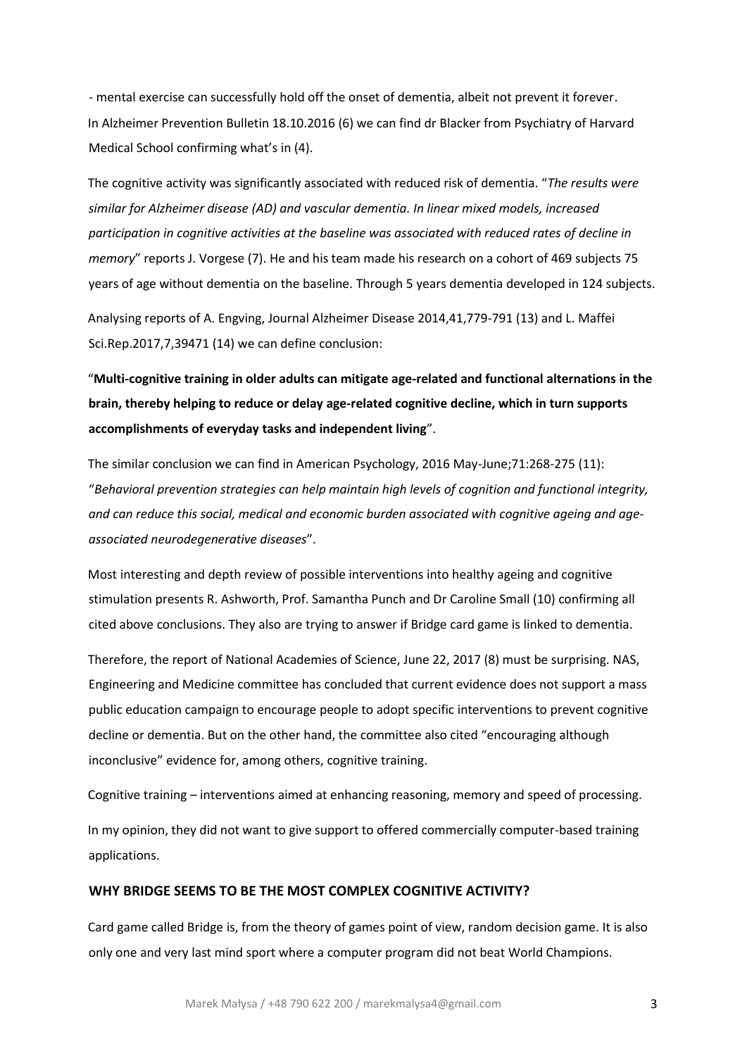- mental exercise can successfully hold off the onset of dementia, albeit not prevent it forever. In Alzheimer Prevention Bulletin 18.10.2016 (6) we can find dr Blacker from Psychiatry of Harvard Medical School confirming what's in (4).

The cognitive activity was significantly associated with reduced risk of dementia. "*The results were similar for Alzheimer disease (AD) and vascular dementia. In linear mixed models, increased participation in cognitive activities at the baseline was associated with reduced rates of decline in memory*" reports J. Vorgese (7). He and his team made his research on a cohort of 469 subjects 75 years of age without dementia on the baseline. Through 5 years dementia developed in 124 subjects.

Analysing reports of A. Engving, Journal Alzheimer Disease 2014,41,779-791 (13) and L. Maffei Sci.Rep.2017,7,39471 (14) we can define conclusion:

"**Multi-cognitive training in older adults can mitigate age-related and functional alternations in the brain, thereby helping to reduce or delay age-related cognitive decline, which in turn supports accomplishments of everyday tasks and independent living**".

The similar conclusion we can find in American Psychology, 2016 May-June;71:268-275 (11): "*Behavioral prevention strategies can help maintain high levels of cognition and functional integrity, and can reduce this social, medical and economic burden associated with cognitive ageing and age-associated neurodegenerative diseases*".

Most interesting and depth review of possible interventions into healthy ageing and cognitive stimulation presents R. Ashworth, Prof. Samantha Punch and Dr Caroline Small (10) confirming all cited above conclusions. They also are trying to answer if Bridge card game is linked to dementia.

Therefore, the report of National Academies of Science, June 22, 2017 (8) must be surprising. NAS, Engineering and Medicine committee has concluded that current evidence does not support a mass public education campaign to encourage people to adopt specific interventions to prevent cognitive decline or dementia. But on the other hand, the committee also cited "encouraging although inconclusive" evidence for, among others, cognitive training.

Cognitive training – interventions aimed at enhancing reasoning, memory and speed of processing.

In my opinion, they did not want to give support to offered commercially computer-based training applications.

## WHY BRIDGE SEEMS TO BE THE MOST COMPLEX COGNITIVE ACTIVITY?

Card game called Bridge is, from the theory of games point of view, random decision game. It is also only one and very last mind sport where a computer program did not beat World Champions.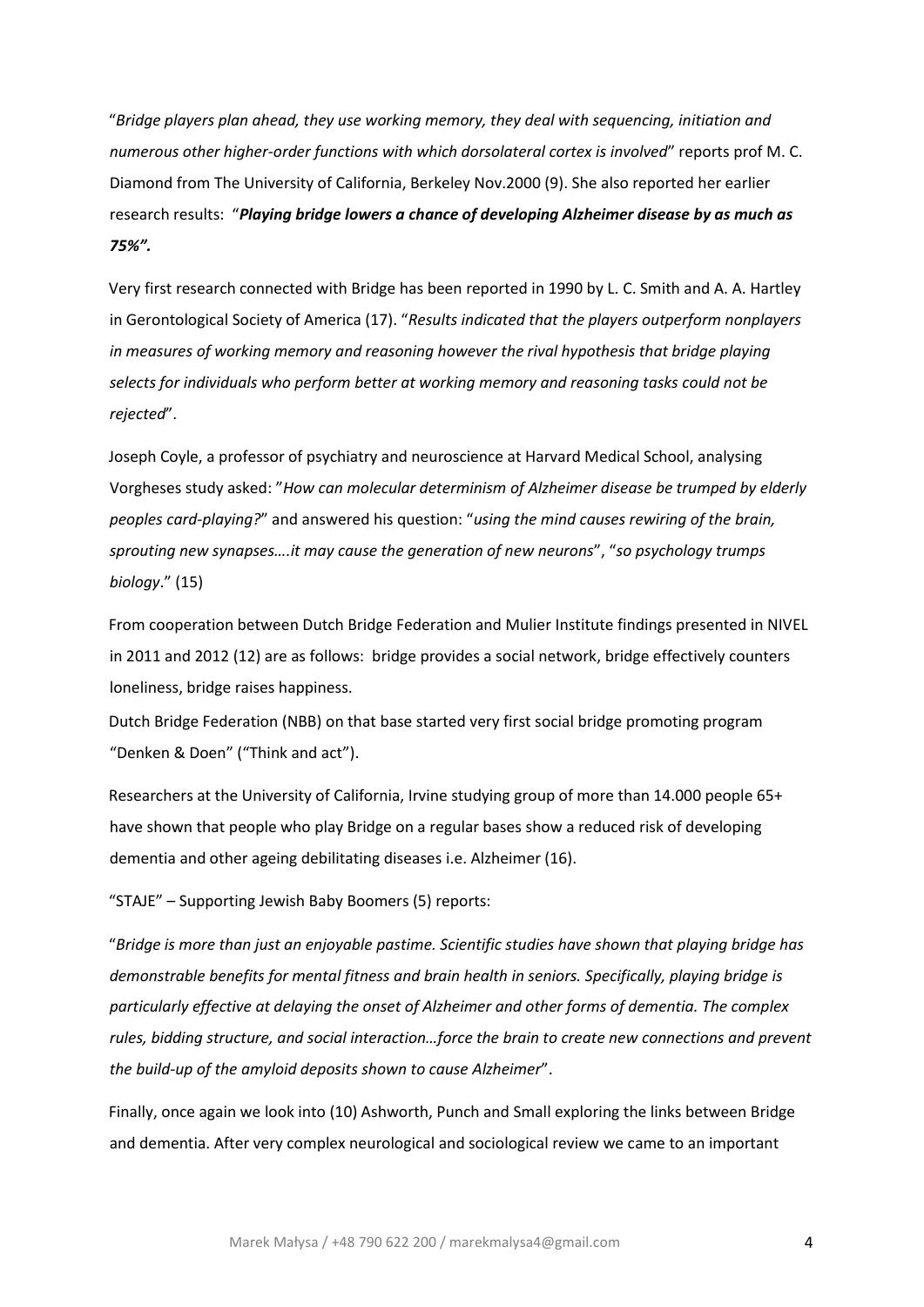"*Bridge players plan ahead, they use working memory, they deal with sequencing, initiation and numerous other higher-order functions with which dorsolateral cortex is involved*" reports prof M. C. Diamond from The University of California, Berkeley Nov.2000 (9). She also reported her earlier research results: "***Playing bridge lowers a chance of developing Alzheimer disease by as much as 75%".***

Very first research connected with Bridge has been reported in 1990 by L. C. Smith and A. A. Hartley in Gerontological Society of America (17). "*Results indicated that the players outperform nonplayers in measures of working memory and reasoning however the rival hypothesis that bridge playing selects for individuals who perform better at working memory and reasoning tasks could not be rejected*".

Joseph Coyle, a professor of psychiatry and neuroscience at Harvard Medical School, analysing Vorgheses study asked: "*How can molecular determinism of Alzheimer disease be trumped by elderly peoples card-playing?*" and answered his question: "*using the mind causes rewiring of the brain, sprouting new synapses….it may cause the generation of new neurons*", "*so psychology trumps biology*." (15)

From cooperation between Dutch Bridge Federation and Mulier Institute findings presented in NIVEL in 2011 and 2012 (12) are as follows: bridge provides a social network, bridge effectively counters loneliness, bridge raises happiness.

Dutch Bridge Federation (NBB) on that base started very first social bridge promoting program "Denken & Doen" ("Think and act").

Researchers at the University of California, Irvine studying group of more than 14.000 people 65+ have shown that people who play Bridge on a regular bases show a reduced risk of developing dementia and other ageing debilitating diseases i.e. Alzheimer (16).

"STAJE" – Supporting Jewish Baby Boomers (5) reports:

"*Bridge is more than just an enjoyable pastime. Scientific studies have shown that playing bridge has demonstrable benefits for mental fitness and brain health in seniors. Specifically, playing bridge is particularly effective at delaying the onset of Alzheimer and other forms of dementia. The complex rules, bidding structure, and social interaction…force the brain to create new connections and prevent the build-up of the amyloid deposits shown to cause Alzheimer*".

Finally, once again we look into (10) Ashworth, Punch and Small exploring the links between Bridge and dementia. After very complex neurological and sociological review we came to an important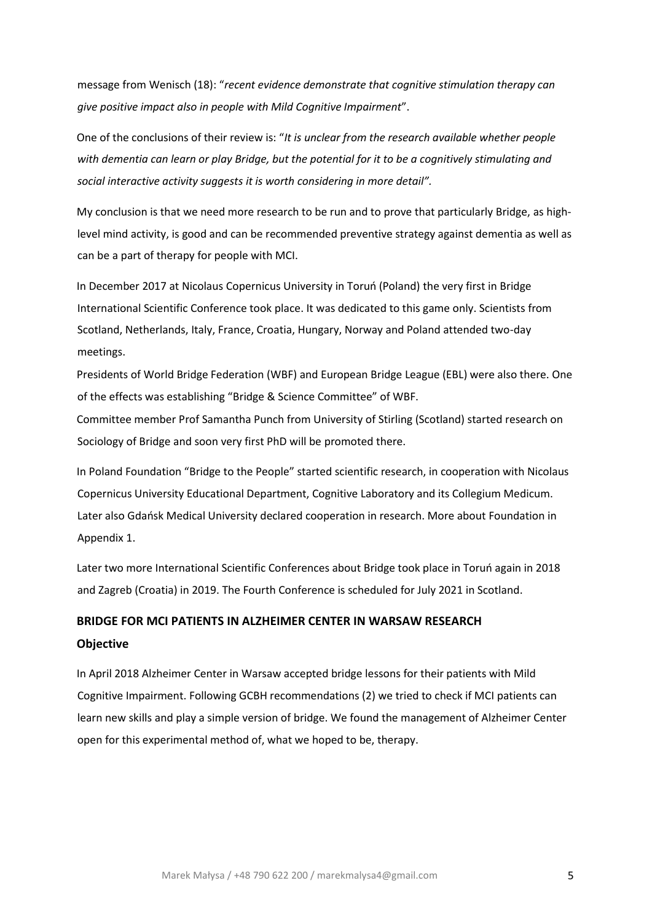message from Wenisch (18): "*recent evidence demonstrate that cognitive stimulation therapy can give positive impact also in people with Mild Cognitive Impairment*".

One of the conclusions of their review is: "*It is unclear from the research available whether people with dementia can learn or play Bridge, but the potential for it to be a cognitively stimulating and social interactive activity suggests it is worth considering in more detail".*

My conclusion is that we need more research to be run and to prove that particularly Bridge, as high-level mind activity, is good and can be recommended preventive strategy against dementia as well as can be a part of therapy for people with MCI.

In December 2017 at Nicolaus Copernicus University in Toruń (Poland) the very first in Bridge International Scientific Conference took place. It was dedicated to this game only. Scientists from Scotland, Netherlands, Italy, France, Croatia, Hungary, Norway and Poland attended two-day meetings.

Presidents of World Bridge Federation (WBF) and European Bridge League (EBL) were also there. One of the effects was establishing "Bridge & Science Committee" of WBF.

Committee member Prof Samantha Punch from University of Stirling (Scotland) started research on Sociology of Bridge and soon very first PhD will be promoted there.

In Poland Foundation "Bridge to the People" started scientific research, in cooperation with Nicolaus Copernicus University Educational Department, Cognitive Laboratory and its Collegium Medicum. Later also Gdańsk Medical University declared cooperation in research. More about Foundation in Appendix 1.

Later two more International Scientific Conferences about Bridge took place in Toruń again in 2018 and Zagreb (Croatia) in 2019. The Fourth Conference is scheduled for July 2021 in Scotland.

## BRIDGE FOR MCI PATIENTS IN ALZHEIMER CENTER IN WARSAW RESEARCH

### Objective

In April 2018 Alzheimer Center in Warsaw accepted bridge lessons for their patients with Mild Cognitive Impairment. Following GCBH recommendations (2) we tried to check if MCI patients can learn new skills and play a simple version of bridge. We found the management of Alzheimer Center open for this experimental method of, what we hoped to be, therapy.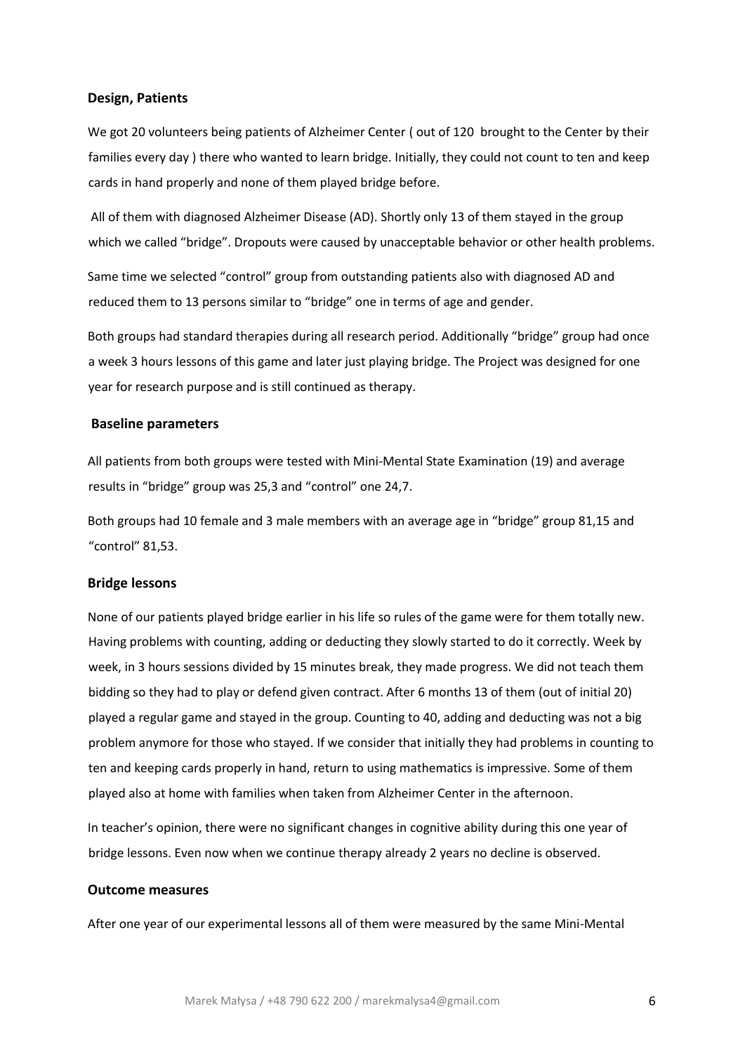### Design, Patients

We got 20 volunteers being patients of Alzheimer Center ( out of 120 brought to the Center by their families every day ) there who wanted to learn bridge. Initially, they could not count to ten and keep cards in hand properly and none of them played bridge before.

All of them with diagnosed Alzheimer Disease (AD). Shortly only 13 of them stayed in the group which we called "bridge". Dropouts were caused by unacceptable behavior or other health problems.

Same time we selected "control" group from outstanding patients also with diagnosed AD and reduced them to 13 persons similar to "bridge" one in terms of age and gender.

Both groups had standard therapies during all research period. Additionally "bridge" group had once a week 3 hours lessons of this game and later just playing bridge. The Project was designed for one year for research purpose and is still continued as therapy.

### Baseline parameters

All patients from both groups were tested with Mini-Mental State Examination (19) and average results in "bridge" group was 25,3 and "control" one 24,7.

Both groups had 10 female and 3 male members with an average age in "bridge" group 81,15 and "control" 81,53.

### Bridge lessons

None of our patients played bridge earlier in his life so rules of the game were for them totally new. Having problems with counting, adding or deducting they slowly started to do it correctly. Week by week, in 3 hours sessions divided by 15 minutes break, they made progress. We did not teach them bidding so they had to play or defend given contract. After 6 months 13 of them (out of initial 20) played a regular game and stayed in the group. Counting to 40, adding and deducting was not a big problem anymore for those who stayed. If we consider that initially they had problems in counting to ten and keeping cards properly in hand, return to using mathematics is impressive. Some of them played also at home with families when taken from Alzheimer Center in the afternoon.

In teacher's opinion, there were no significant changes in cognitive ability during this one year of bridge lessons. Even now when we continue therapy already 2 years no decline is observed.

### Outcome measures

After one year of our experimental lessons all of them were measured by the same Mini-Mental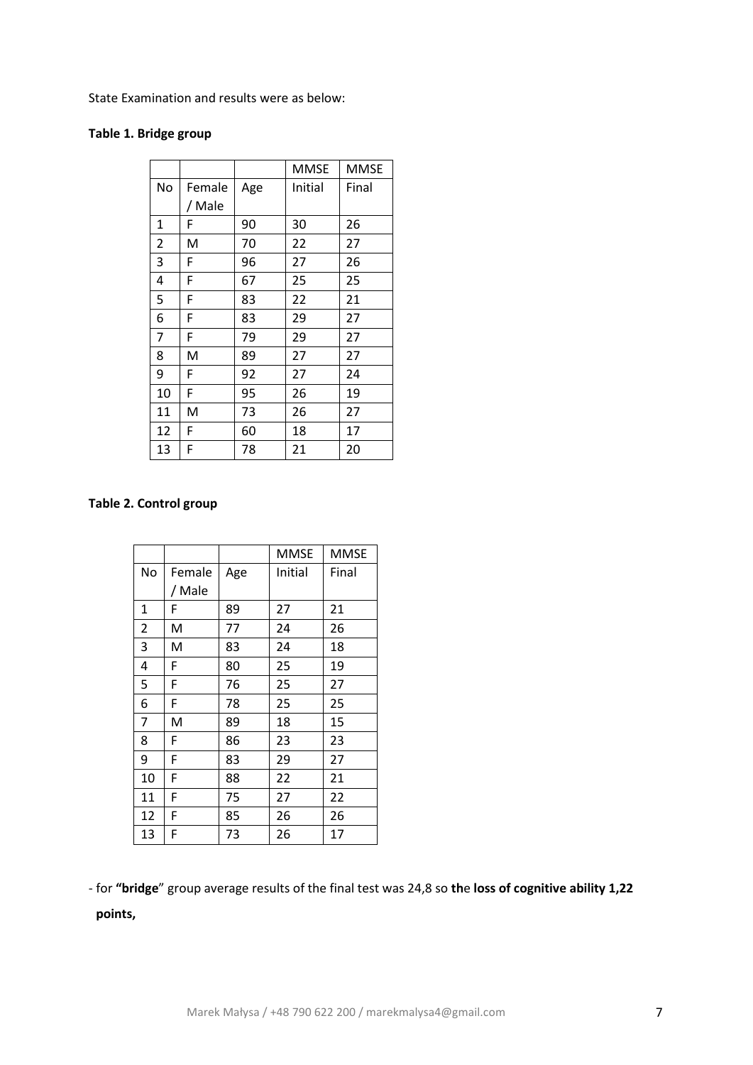State Examination and results were as below:

**Table 1. Bridge group**

| No | Female / Male | Age | MMSE Initial | MMSE Final |
|---|---|---|---|---|
| 1 | F | 90 | 30 | 26 |
| 2 | M | 70 | 22 | 27 |
| 3 | F | 96 | 27 | 26 |
| 4 | F | 67 | 25 | 25 |
| 5 | F | 83 | 22 | 21 |
| 6 | F | 83 | 29 | 27 |
| 7 | F | 79 | 29 | 27 |
| 8 | M | 89 | 27 | 27 |
| 9 | F | 92 | 27 | 24 |
| 10 | F | 95 | 26 | 19 |
| 11 | M | 73 | 26 | 27 |
| 12 | F | 60 | 18 | 17 |
| 13 | F | 78 | 21 | 20 |

**Table 2. Control group**

| No | Female / Male | Age | MMSE Initial | MMSE Final |
|---|---|---|---|---|
| 1 | F | 89 | 27 | 21 |
| 2 | M | 77 | 24 | 26 |
| 3 | M | 83 | 24 | 18 |
| 4 | F | 80 | 25 | 19 |
| 5 | F | 76 | 25 | 27 |
| 6 | F | 78 | 25 | 25 |
| 7 | M | 89 | 18 | 15 |
| 8 | F | 86 | 23 | 23 |
| 9 | F | 83 | 29 | 27 |
| 10 | F | 88 | 22 | 21 |
| 11 | F | 75 | 27 | 22 |
| 12 | F | 85 | 26 | 26 |
| 13 | F | 73 | 26 | 17 |

- for **"bridge**" group average results of the final test was 24,8 so **the loss of cognitive ability 1,22 points,**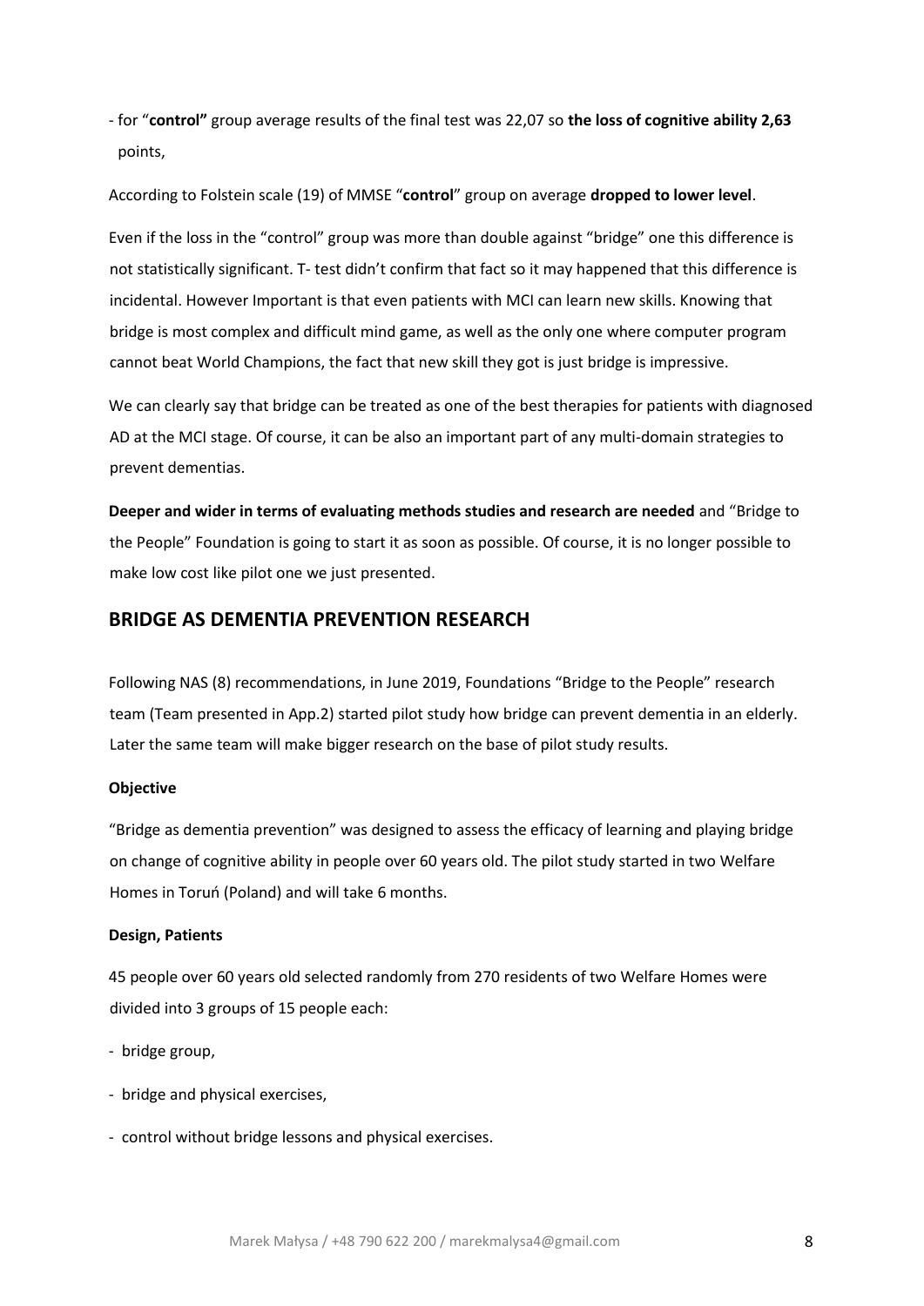- for "**control"** group average results of the final test was 22,07 so **the loss of cognitive ability 2,63** points,

According to Folstein scale (19) of MMSE "**control**" group on average **dropped to lower level**.

Even if the loss in the "control" group was more than double against "bridge" one this difference is not statistically significant. T- test didn't confirm that fact so it may happened that this difference is incidental. However Important is that even patients with MCI can learn new skills. Knowing that bridge is most complex and difficult mind game, as well as the only one where computer program cannot beat World Champions, the fact that new skill they got is just bridge is impressive.

We can clearly say that bridge can be treated as one of the best therapies for patients with diagnosed AD at the MCI stage. Of course, it can be also an important part of any multi-domain strategies to prevent dementias.

**Deeper and wider in terms of evaluating methods studies and research are needed** and "Bridge to the People" Foundation is going to start it as soon as possible. Of course, it is no longer possible to make low cost like pilot one we just presented.

## BRIDGE AS DEMENTIA PREVENTION RESEARCH

Following NAS (8) recommendations, in June 2019, Foundations "Bridge to the People" research team (Team presented in App.2) started pilot study how bridge can prevent dementia in an elderly. Later the same team will make bigger research on the base of pilot study results.

**Objective**

"Bridge as dementia prevention" was designed to assess the efficacy of learning and playing bridge on change of cognitive ability in people over 60 years old. The pilot study started in two Welfare Homes in Toruń (Poland) and will take 6 months.

**Design, Patients**

45 people over 60 years old selected randomly from 270 residents of two Welfare Homes were divided into 3 groups of 15 people each:

- bridge group,
- bridge and physical exercises,
- control without bridge lessons and physical exercises.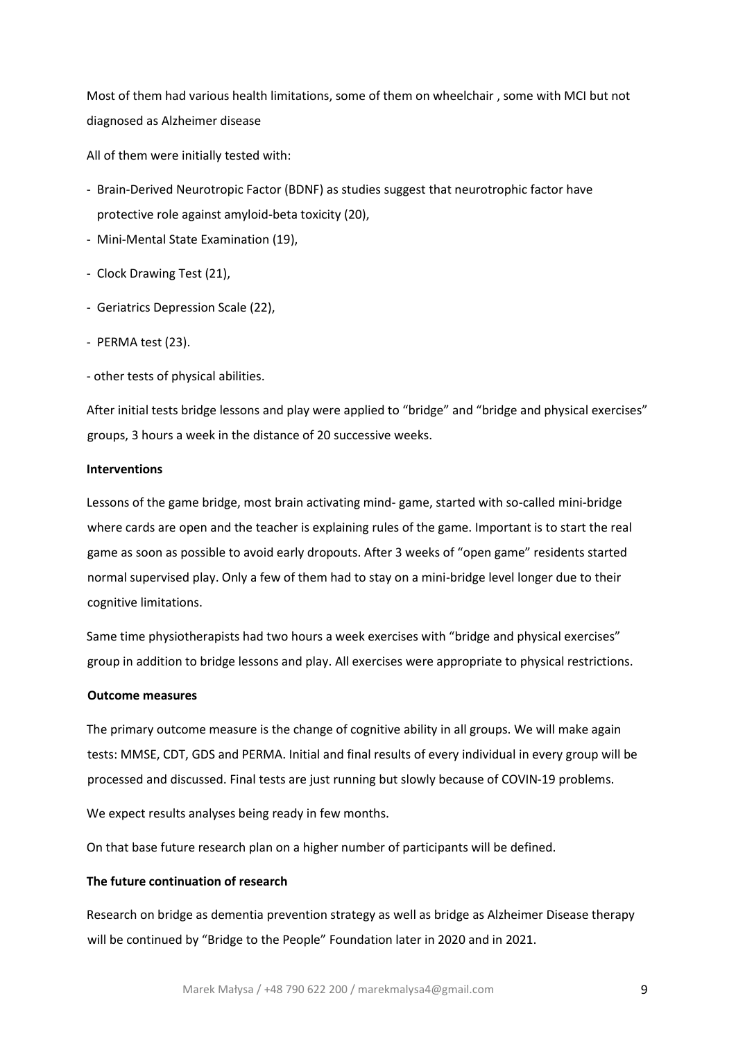Most of them had various health limitations, some of them on wheelchair , some with MCI but not diagnosed as Alzheimer disease

All of them were initially tested with:

- Brain-Derived Neurotropic Factor (BDNF) as studies suggest that neurotrophic factor have protective role against amyloid-beta toxicity (20),
- Mini-Mental State Examination (19),
- Clock Drawing Test (21),
- Geriatrics Depression Scale (22),
- PERMA test (23).
- other tests of physical abilities.

After initial tests bridge lessons and play were applied to "bridge" and "bridge and physical exercises" groups, 3 hours a week in the distance of 20 successive weeks.

**Interventions**

Lessons of the game bridge, most brain activating mind- game, started with so-called mini-bridge where cards are open and the teacher is explaining rules of the game. Important is to start the real game as soon as possible to avoid early dropouts. After 3 weeks of "open game" residents started normal supervised play. Only a few of them had to stay on a mini-bridge level longer due to their cognitive limitations.

Same time physiotherapists had two hours a week exercises with "bridge and physical exercises" group in addition to bridge lessons and play. All exercises were appropriate to physical restrictions.

**Outcome measures**

The primary outcome measure is the change of cognitive ability in all groups. We will make again tests: MMSE, CDT, GDS and PERMA. Initial and final results of every individual in every group will be processed and discussed. Final tests are just running but slowly because of COVIN-19 problems.

We expect results analyses being ready in few months.

On that base future research plan on a higher number of participants will be defined.

**The future continuation of research**

Research on bridge as dementia prevention strategy as well as bridge as Alzheimer Disease therapy will be continued by "Bridge to the People" Foundation later in 2020 and in 2021.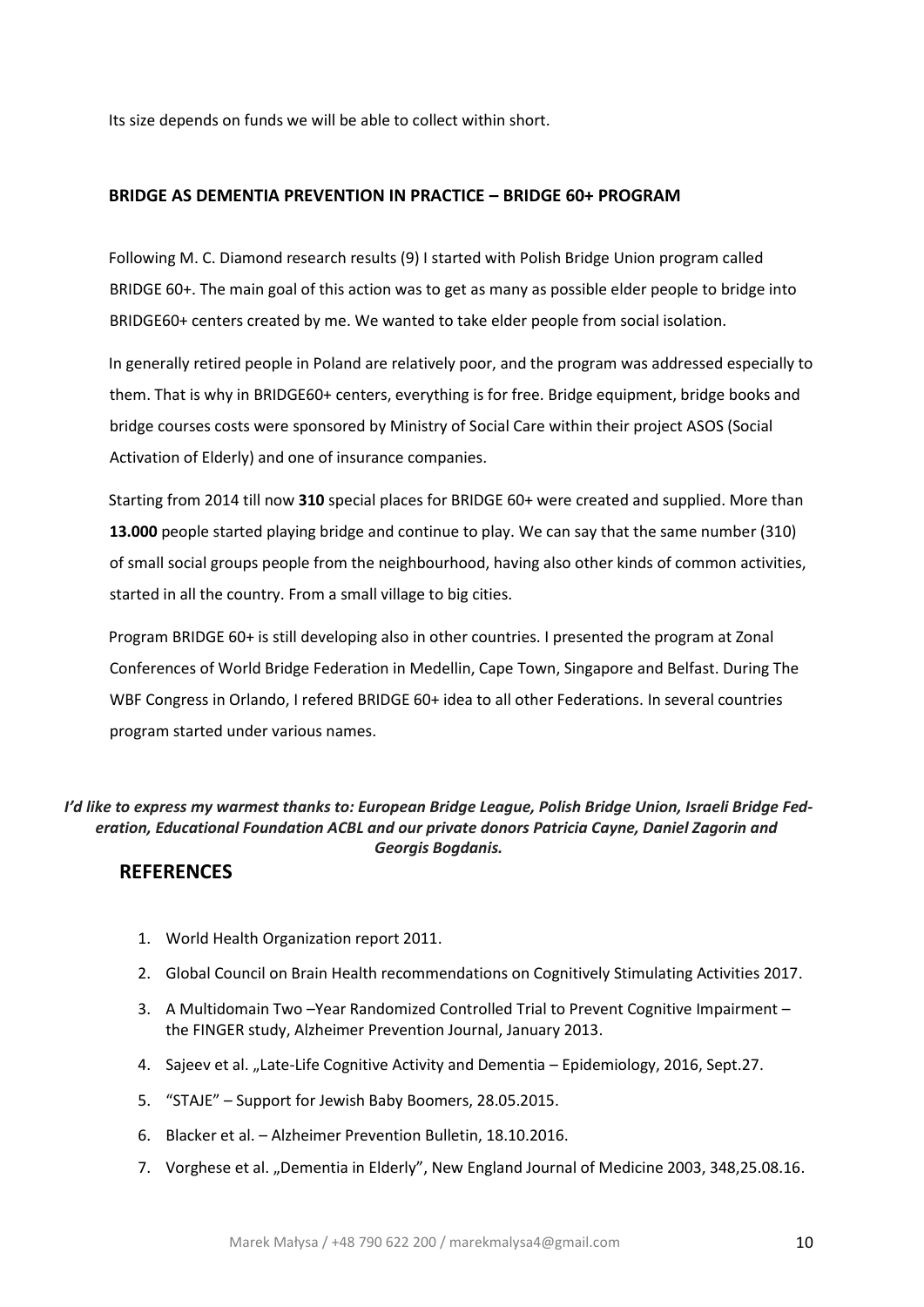Its size depends on funds we will be able to collect within short.

### BRIDGE AS DEMENTIA PREVENTION IN PRACTICE – BRIDGE 60+ PROGRAM

Following M. C. Diamond research results (9) I started with Polish Bridge Union program called BRIDGE 60+. The main goal of this action was to get as many as possible elder people to bridge into BRIDGE60+ centers created by me. We wanted to take elder people from social isolation.

In generally retired people in Poland are relatively poor, and the program was addressed especially to them. That is why in BRIDGE60+ centers, everything is for free. Bridge equipment, bridge books and bridge courses costs were sponsored by Ministry of Social Care within their project ASOS (Social Activation of Elderly) and one of insurance companies.

Starting from 2014 till now **310** special places for BRIDGE 60+ were created and supplied. More than **13.000** people started playing bridge and continue to play. We can say that the same number (310) of small social groups people from the neighbourhood, having also other kinds of common activities, started in all the country. From a small village to big cities.

Program BRIDGE 60+ is still developing also in other countries. I presented the program at Zonal Conferences of World Bridge Federation in Medellin, Cape Town, Singapore and Belfast. During The WBF Congress in Orlando, I refered BRIDGE 60+ idea to all other Federations. In several countries program started under various names.

***I'd like to express my warmest thanks to: European Bridge League, Polish Bridge Union, Israeli Bridge Federation, Educational Foundation ACBL and our private donors Patricia Cayne, Daniel Zagorin and Georgis Bogdanis.***

## REFERENCES

1. World Health Organization report 2011.
2. Global Council on Brain Health recommendations on Cognitively Stimulating Activities 2017.
3. A Multidomain Two –Year Randomized Controlled Trial to Prevent Cognitive Impairment – the FINGER study, Alzheimer Prevention Journal, January 2013.
4. Sajeev et al. „Late-Life Cognitive Activity and Dementia – Epidemiology, 2016, Sept.27.
5. "STAJE" – Support for Jewish Baby Boomers, 28.05.2015.
6. Blacker et al. – Alzheimer Prevention Bulletin, 18.10.2016.
7. Vorghese et al. „Dementia in Elderly", New England Journal of Medicine 2003, 348,25.08.16.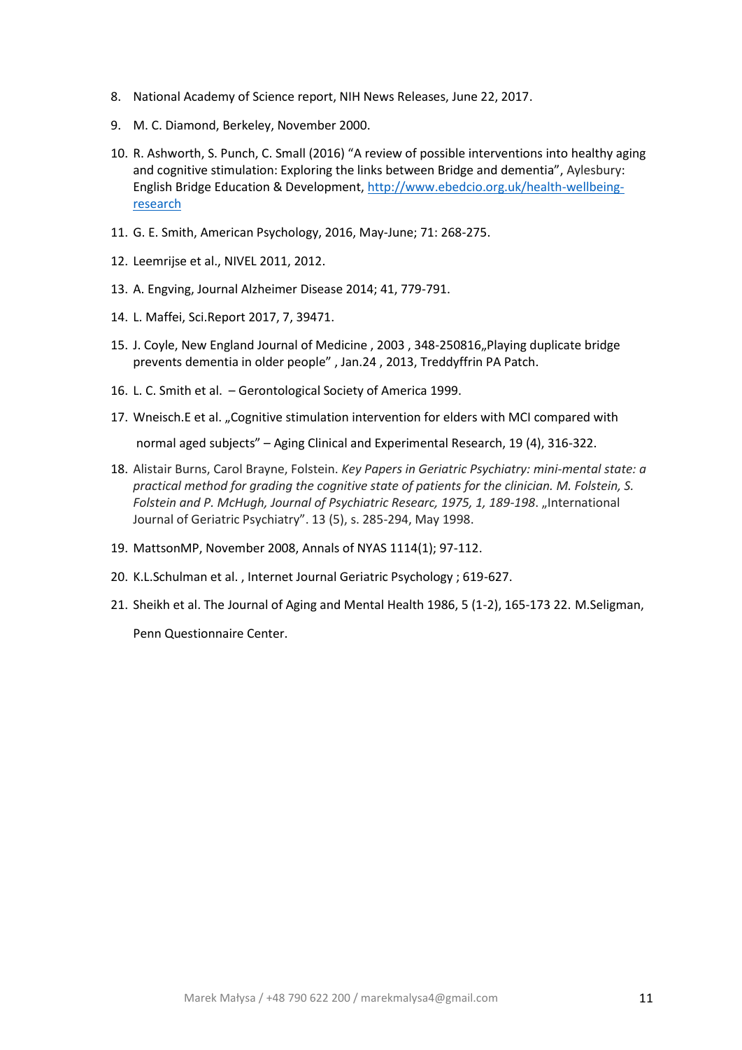8. National Academy of Science report, NIH News Releases, June 22, 2017.
9. M. C. Diamond, Berkeley, November 2000.
10. R. Ashworth, S. Punch, C. Small (2016) "A review of possible interventions into healthy aging and cognitive stimulation: Exploring the links between Bridge and dementia", Aylesbury: English Bridge Education & Development, [http://www.ebedcio.org.uk/health-wellbeing-research](http://www.ebedcio.org.uk/health-wellbeing-research)
11. G. E. Smith, American Psychology, 2016, May-June; 71: 268-275.
12. Leemrijse et al., NIVEL 2011, 2012.
13. A. Engving, Journal Alzheimer Disease 2014; 41, 779-791.
14. L. Maffei, Sci.Report 2017, 7, 39471.
15. J. Coyle, New England Journal of Medicine , 2003 , 348-250816„Playing duplicate bridge prevents dementia in older people" , Jan.24 , 2013, Treddyffrin PA Patch.
16. L. C. Smith et al. – Gerontological Society of America 1999.
17. Wneisch.E et al. „Cognitive stimulation intervention for elders with MCI compared with normal aged subjects" – Aging Clinical and Experimental Research, 19 (4), 316-322.
18. Alistair Burns, Carol Brayne, Folstein. *Key Papers in Geriatric Psychiatry: mini-mental state: a practical method for grading the cognitive state of patients for the clinician. M. Folstein, S. Folstein and P. McHugh, Journal of Psychiatric Researc, 1975, 1, 189-198*. „International Journal of Geriatric Psychiatry". 13 (5), s. 285-294, May 1998.
19. MattsonMP, November 2008, Annals of NYAS 1114(1); 97-112.
20. K.L.Schulman et al. , Internet Journal Geriatric Psychology ; 619-627.
21. Sheikh et al. The Journal of Aging and Mental Health 1986, 5 (1-2), 165-173 22. M.Seligman, Penn Questionnaire Center.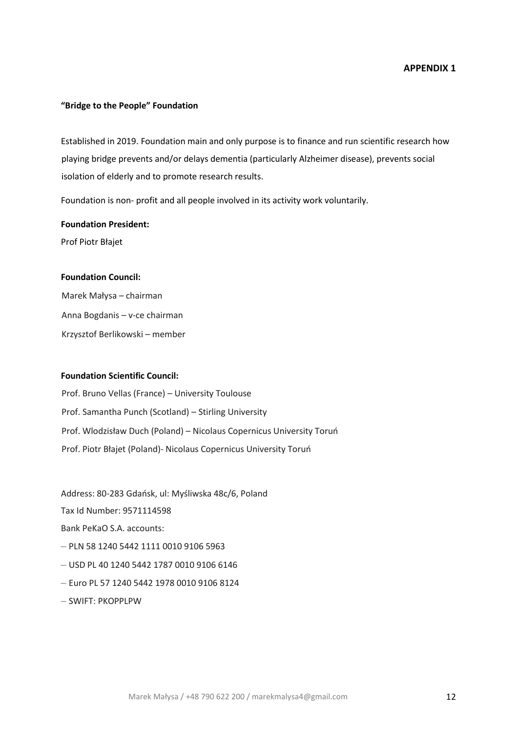**APPENDIX 1**

**"Bridge to the People" Foundation**

Established in 2019. Foundation main and only purpose is to finance and run scientific research how playing bridge prevents and/or delays dementia (particularly Alzheimer disease), prevents social isolation of elderly and to promote research results.

Foundation is non- profit and all people involved in its activity work voluntarily.

**Foundation President:**

Prof Piotr Błajet

**Foundation Council:**

Marek Małysa – chairman

Anna Bogdanis – v-ce chairman

Krzysztof Berlikowski – member

**Foundation Scientific Council:**

Prof. Bruno Vellas (France) – University Toulouse

Prof. Samantha Punch (Scotland) – Stirling University

Prof. Wlodzisław Duch (Poland) – Nicolaus Copernicus University Toruń

Prof. Piotr Błajet (Poland)- Nicolaus Copernicus University Toruń

Address: 80-283 Gdańsk, ul: Myśliwska 48c/6, Poland

Tax Id Number: 9571114598

Bank PeKaO S.A. accounts:

- PLN 58 1240 5442 1111 0010 9106 5963
- USD PL 40 1240 5442 1787 0010 9106 6146
- Euro PL 57 1240 5442 1978 0010 9106 8124
- SWIFT: PKOPPLPW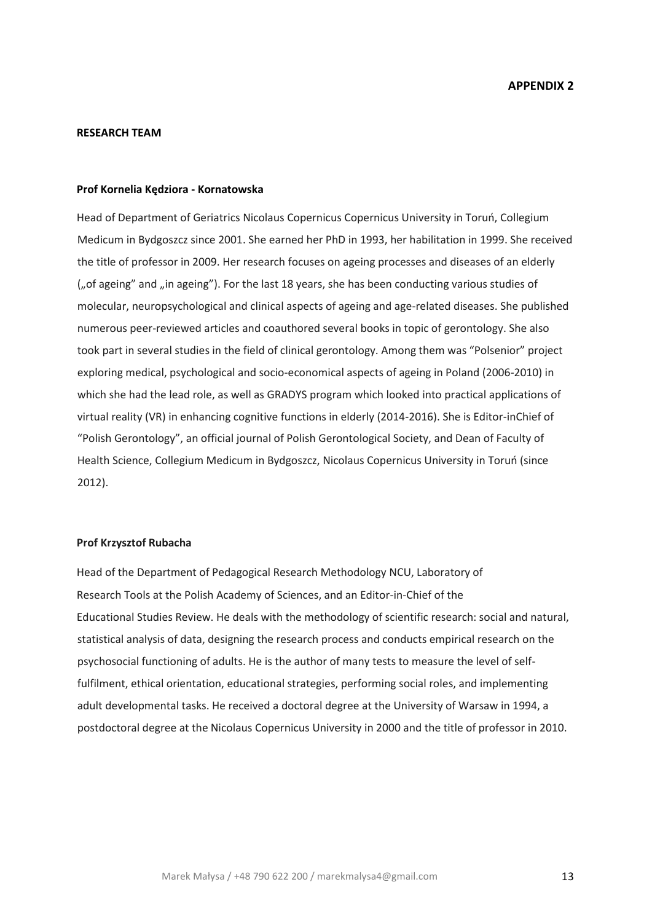**APPENDIX 2**

## RESEARCH TEAM

### Prof Kornelia Kędziora - Kornatowska

Head of Department of Geriatrics Nicolaus Copernicus Copernicus University in Toruń, Collegium Medicum in Bydgoszcz since 2001. She earned her PhD in 1993, her habilitation in 1999. She received the title of professor in 2009. Her research focuses on ageing processes and diseases of an elderly („of ageing" and „in ageing"). For the last 18 years, she has been conducting various studies of molecular, neuropsychological and clinical aspects of ageing and age-related diseases. She published numerous peer-reviewed articles and coauthored several books in topic of gerontology. She also took part in several studies in the field of clinical gerontology. Among them was "Polsenior" project exploring medical, psychological and socio-economical aspects of ageing in Poland (2006-2010) in which she had the lead role, as well as GRADYS program which looked into practical applications of virtual reality (VR) in enhancing cognitive functions in elderly (2014-2016). She is Editor-inChief of "Polish Gerontology", an official journal of Polish Gerontological Society, and Dean of Faculty of Health Science, Collegium Medicum in Bydgoszcz, Nicolaus Copernicus University in Toruń (since 2012).

### Prof Krzysztof Rubacha

Head of the Department of Pedagogical Research Methodology NCU, Laboratory of Research Tools at the Polish Academy of Sciences, and an Editor-in-Chief of the Educational Studies Review. He deals with the methodology of scientific research: social and natural, statistical analysis of data, designing the research process and conducts empirical research on the psychosocial functioning of adults. He is the author of many tests to measure the level of self-fulfilment, ethical orientation, educational strategies, performing social roles, and implementing adult developmental tasks. He received a doctoral degree at the University of Warsaw in 1994, a postdoctoral degree at the Nicolaus Copernicus University in 2000 and the title of professor in 2010.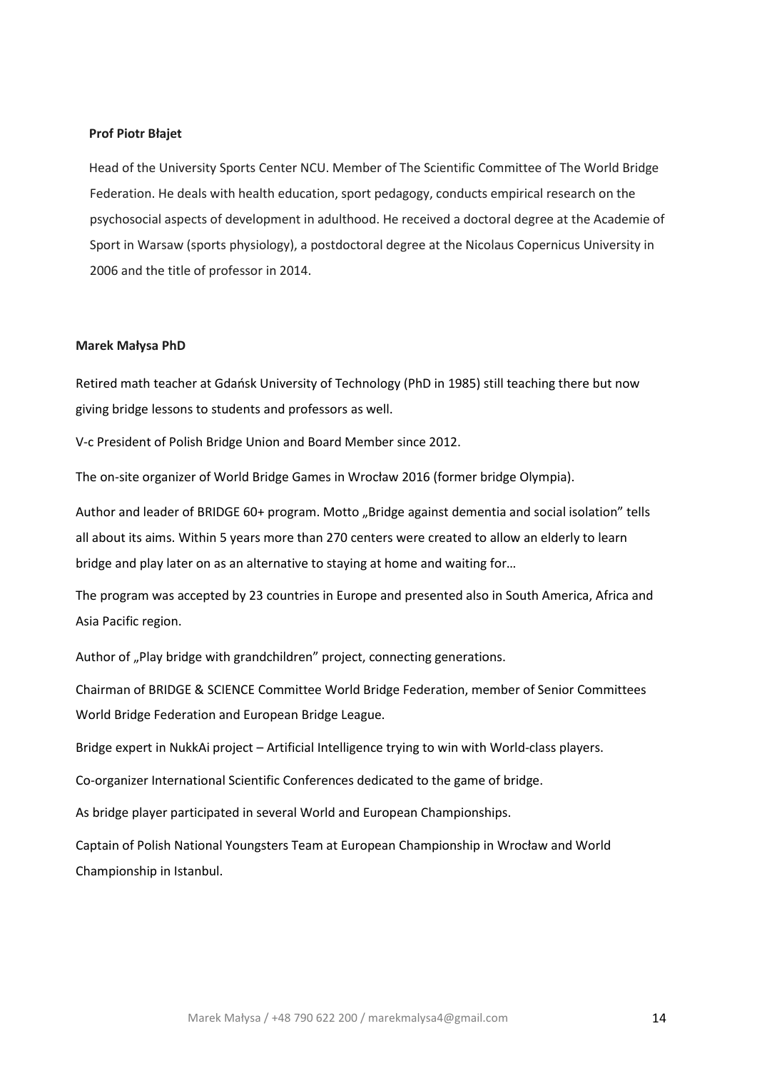**Prof Piotr Błajet**

Head of the University Sports Center NCU. Member of The Scientific Committee of The World Bridge Federation. He deals with health education, sport pedagogy, conducts empirical research on the psychosocial aspects of development in adulthood. He received a doctoral degree at the Academie of Sport in Warsaw (sports physiology), a postdoctoral degree at the Nicolaus Copernicus University in 2006 and the title of professor in 2014.

**Marek Małysa PhD**

Retired math teacher at Gdańsk University of Technology (PhD in 1985) still teaching there but now giving bridge lessons to students and professors as well.

V-c President of Polish Bridge Union and Board Member since 2012.

The on-site organizer of World Bridge Games in Wrocław 2016 (former bridge Olympia).

Author and leader of BRIDGE 60+ program. Motto „Bridge against dementia and social isolation" tells all about its aims. Within 5 years more than 270 centers were created to allow an elderly to learn bridge and play later on as an alternative to staying at home and waiting for…

The program was accepted by 23 countries in Europe and presented also in South America, Africa and Asia Pacific region.

Author of „Play bridge with grandchildren" project, connecting generations.

Chairman of BRIDGE & SCIENCE Committee World Bridge Federation, member of Senior Committees World Bridge Federation and European Bridge League.

Bridge expert in NukkAi project – Artificial Intelligence trying to win with World-class players.

Co-organizer International Scientific Conferences dedicated to the game of bridge.

As bridge player participated in several World and European Championships.

Captain of Polish National Youngsters Team at European Championship in Wrocław and World Championship in Istanbul.